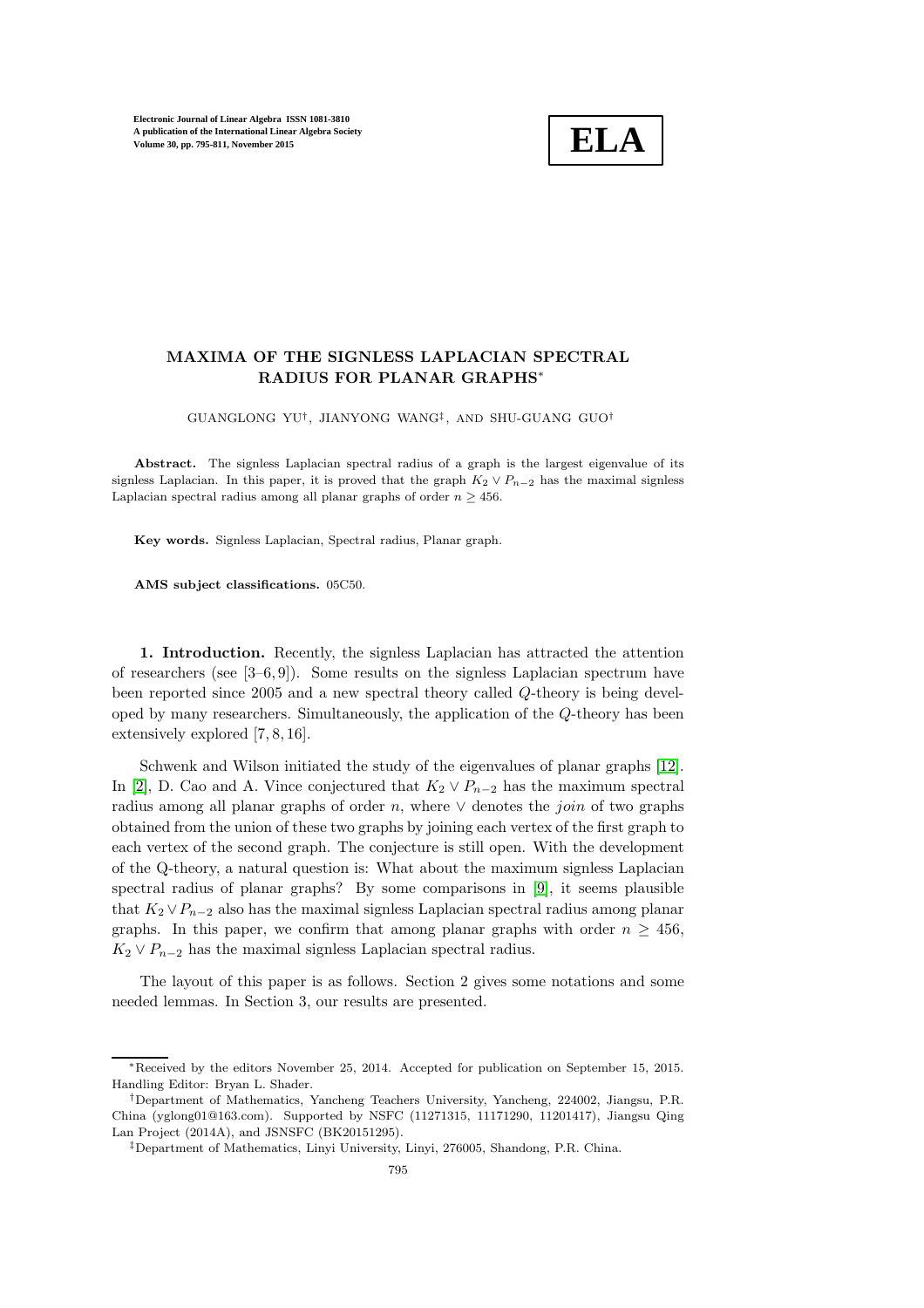# MAXIMA OF THE SIGNLESS LAPLACIAN SPECTRAL RADIUS FOR PLANAR GRAPHS*

GUANGLONG YU†, JIANYONG WANG‡, AND SHU-GUANG GUO†

**Abstract.** The signless Laplacian spectral radius of a graph is the largest eigenvalue of its signless Laplacian. In this paper, it is proved that the graph $K_2 \vee P_{n-2}$ has the maximal signless Laplacian spectral radius among all planar graphs of order $n \geq 456$.

**Key words.** Signless Laplacian, Spectral radius, Planar graph.

**AMS subject classifications.** 05C50.

**1. Introduction.** Recently, the signless Laplacian has attracted the attention of researchers (see [3–6, 9]). Some results on the signless Laplacian spectrum have been reported since 2005 and a new spectral theory called $Q$-theory is being developed by many researchers. Simultaneously, the application of the $Q$-theory has been extensively explored [7, 8, 16].

Schwenk and Wilson initiated the study of the eigenvalues of planar graphs [12]. In [2], D. Cao and A. Vince conjectured that $K_2 \vee P_{n-2}$ has the maximum spectral radius among all planar graphs of order $n$, where $\vee$ denotes the *join* of two graphs obtained from the union of these two graphs by joining each vertex of the first graph to each vertex of the second graph. The conjecture is still open. With the development of the Q-theory, a natural question is: What about the maximum signless Laplacian spectral radius of planar graphs? By some comparisons in [9], it seems plausible that $K_2 \vee P_{n-2}$ also has the maximal signless Laplacian spectral radius among planar graphs. In this paper, we confirm that among planar graphs with order $n \geq 456$, $K_2 \vee P_{n-2}$ has the maximal signless Laplacian spectral radius.

The layout of this paper is as follows. Section 2 gives some notations and some needed lemmas. In Section 3, our results are presented.

---

*Received by the editors November 25, 2014. Accepted for publication on September 15, 2015. Handling Editor: Bryan L. Shader.

†Department of Mathematics, Yancheng Teachers University, Yancheng, 224002, Jiangsu, P.R. China (yglong01@163.com). Supported by NSFC (11271315, 11171290, 11201417), Jiangsu Qing Lan Project (2014A), and JSNSFC (BK20151295).

‡Department of Mathematics, Linyi University, Linyi, 276005, Shandong, P.R. China.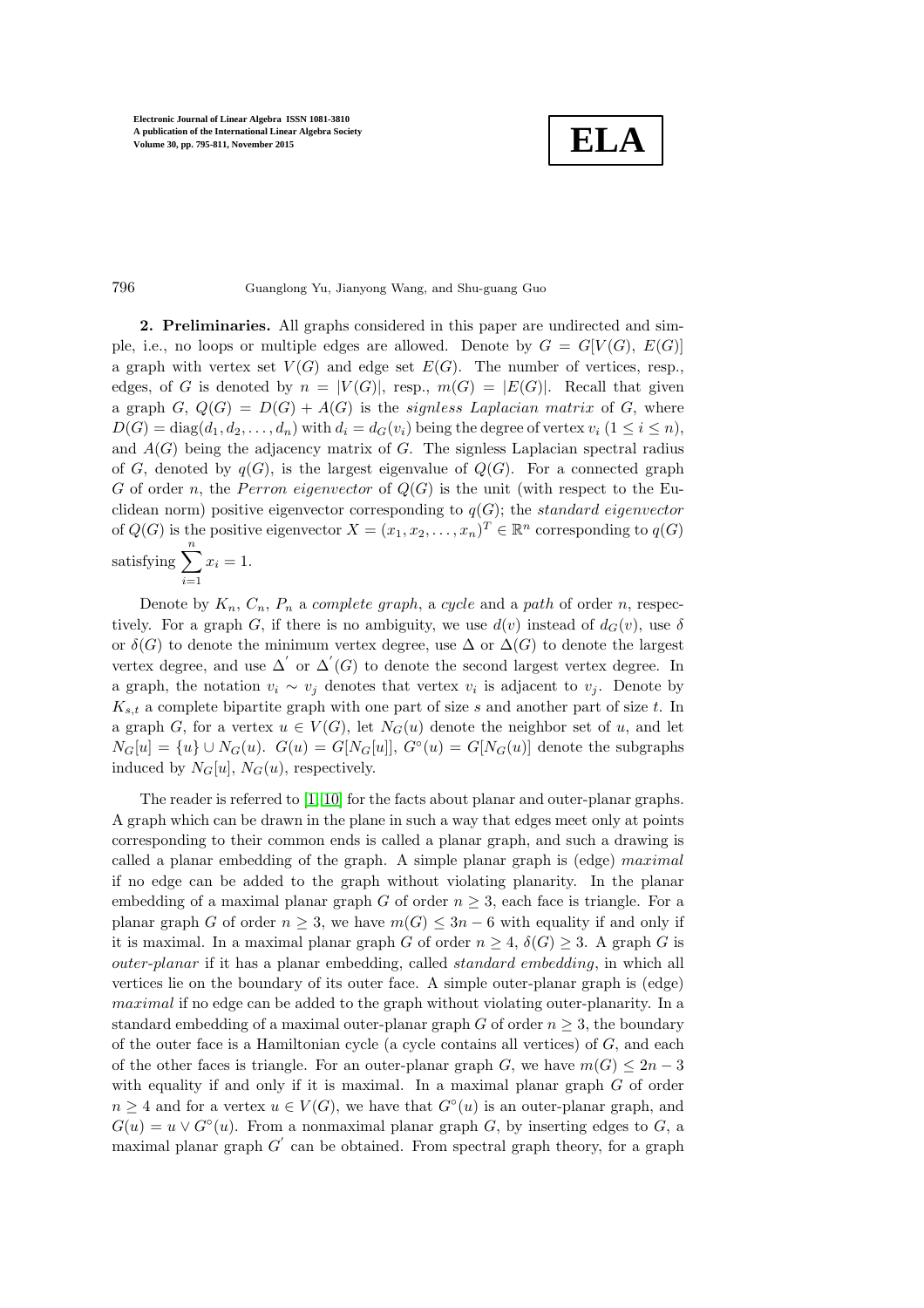**2. Preliminaries.** All graphs considered in this paper are undirected and simple, i.e., no loops or multiple edges are allowed. Denote by $G = G[V(G),\ E(G)]$ a graph with vertex set $V(G)$ and edge set $E(G)$. The number of vertices, resp., edges, of $G$ is denoted by $n = |V(G)|$, resp., $m(G) = |E(G)|$. Recall that given a graph $G$, $Q(G) = D(G) + A(G)$ is the *signless Laplacian matrix* of $G$, where $D(G) = \operatorname{diag}(d_1, d_2, \ldots, d_n)$ with $d_i = d_G(v_i)$ being the degree of vertex $v_i$ $(1 \leq i \leq n)$, and $A(G)$ being the adjacency matrix of $G$. The signless Laplacian spectral radius of $G$, denoted by $q(G)$, is the largest eigenvalue of $Q(G)$. For a connected graph $G$ of order $n$, the *Perron eigenvector* of $Q(G)$ is the unit (with respect to the Euclidean norm) positive eigenvector corresponding to $q(G)$; the *standard eigenvector* of $Q(G)$ is the positive eigenvector $X = (x_1, x_2, \ldots, x_n)^T \in \mathbb{R}^n$ corresponding to $q(G)$ satisfying $\sum_{i=1}^{n} x_i = 1$.

Denote by $K_n$, $C_n$, $P_n$ a *complete graph*, a *cycle* and a *path* of order $n$, respectively. For a graph $G$, if there is no ambiguity, we use $d(v)$ instead of $d_G(v)$, use $\delta$ or $\delta(G)$ to denote the minimum vertex degree, use $\Delta$ or $\Delta(G)$ to denote the largest vertex degree, and use $\Delta^{'}$ or $\Delta^{'}(G)$ to denote the second largest vertex degree. In a graph, the notation $v_i \sim v_j$ denotes that vertex $v_i$ is adjacent to $v_j$. Denote by $K_{s,t}$ a complete bipartite graph with one part of size $s$ and another part of size $t$. In a graph $G$, for a vertex $u \in V(G)$, let $N_G(u)$ denote the neighbor set of $u$, and let $N_G[u] = \{u\} \cup N_G(u)$. $G(u) = G[N_G[u]]$, $G^{\circ}(u) = G[N_G(u)]$ denote the subgraphs induced by $N_G[u]$, $N_G(u)$, respectively.

The reader is referred to [1, 10] for the facts about planar and outer-planar graphs. A graph which can be drawn in the plane in such a way that edges meet only at points corresponding to their common ends is called a planar graph, and such a drawing is called a planar embedding of the graph. A simple planar graph is (edge) *maximal* if no edge can be added to the graph without violating planarity. In the planar embedding of a maximal planar graph $G$ of order $n \geq 3$, each face is triangle. For a planar graph $G$ of order $n \geq 3$, we have $m(G) \leq 3n - 6$ with equality if and only if it is maximal. In a maximal planar graph $G$ of order $n \geq 4$, $\delta(G) \geq 3$. A graph $G$ is *outer-planar* if it has a planar embedding, called *standard embedding*, in which all vertices lie on the boundary of its outer face. A simple outer-planar graph is (edge) *maximal* if no edge can be added to the graph without violating outer-planarity. In a standard embedding of a maximal outer-planar graph $G$ of order $n \geq 3$, the boundary of the outer face is a Hamiltonian cycle (a cycle contains all vertices) of $G$, and each of the other faces is triangle. For an outer-planar graph $G$, we have $m(G) \leq 2n - 3$ with equality if and only if it is maximal. In a maximal planar graph $G$ of order $n \geq 4$ and for a vertex $u \in V(G)$, we have that $G^{\circ}(u)$ is an outer-planar graph, and $G(u) = u \vee G^{\circ}(u)$. From a nonmaximal planar graph $G$, by inserting edges to $G$, a maximal planar graph $G^{'}$ can be obtained. From spectral graph theory, for a graph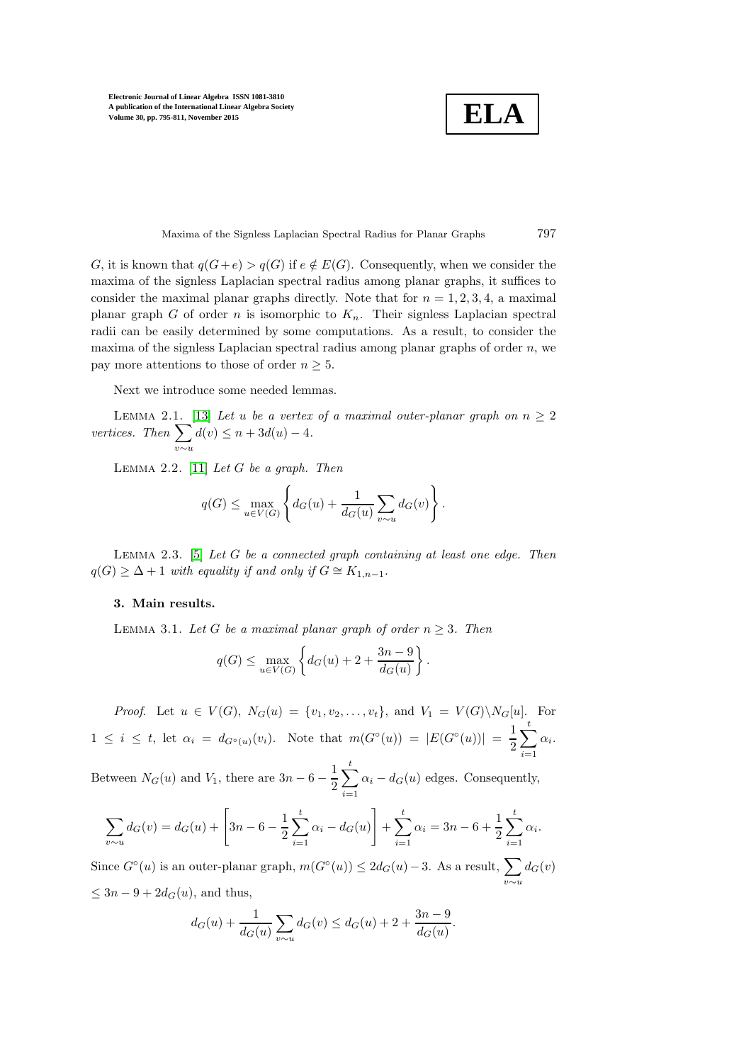$G$, it is known that $q(G+e) > q(G)$ if $e \notin E(G)$. Consequently, when we consider the maxima of the signless Laplacian spectral radius among planar graphs, it suffices to consider the maximal planar graphs directly. Note that for $n = 1, 2, 3, 4$, a maximal planar graph $G$ of order $n$ is isomorphic to $K_n$. Their signless Laplacian spectral radii can be easily determined by some computations. As a result, to consider the maxima of the signless Laplacian spectral radius among planar graphs of order $n$, we pay more attentions to those of order $n \geq 5$.

Next we introduce some needed lemmas.

Lemma 2.1. [13] *Let $u$ be a vertex of a maximal outer-planar graph on $n \geq 2$ vertices. Then* $\sum_{v \sim u} d(v) \leq n + 3d(u) - 4$.

Lemma 2.2. [11] *Let $G$ be a graph. Then*

$$q(G) \leq \max_{u \in V(G)} \left\{ d_G(u) + \frac{1}{d_G(u)} \sum_{v \sim u} d_G(v) \right\}.$$

Lemma 2.3. [5] *Let $G$ be a connected graph containing at least one edge. Then $q(G) \geq \Delta + 1$ with equality if and only if $G \cong K_{1,n-1}$.*

## 3. Main results.

Lemma 3.1. *Let $G$ be a maximal planar graph of order $n \geq 3$. Then*

$$q(G) \leq \max_{u \in V(G)} \left\{ d_G(u) + 2 + \frac{3n-9}{d_G(u)} \right\}.$$

*Proof.* Let $u \in V(G)$, $N_G(u) = \{v_1, v_2, \ldots, v_t\}$, and $V_1 = V(G) \backslash N_G[u]$. For $1 \leq i \leq t$, let $\alpha_i = d_{G^\circ(u)}(v_i)$. Note that $m(G^\circ(u)) = |E(G^\circ(u))| = \frac{1}{2}\sum_{i=1}^{t} \alpha_i$. Between $N_G(u)$ and $V_1$, there are $3n - 6 - \frac{1}{2}\sum_{i=1}^{t} \alpha_i - d_G(u)$ edges. Consequently,

$$\sum_{v \sim u} d_G(v) = d_G(u) + \left[ 3n - 6 - \frac{1}{2}\sum_{i=1}^{t} \alpha_i - d_G(u) \right] + \sum_{i=1}^{t} \alpha_i = 3n - 6 + \frac{1}{2}\sum_{i=1}^{t} \alpha_i.$$

Since $G^\circ(u)$ is an outer-planar graph, $m(G^\circ(u)) \leq 2d_G(u) - 3$. As a result, $\sum_{v \sim u} d_G(v) \leq 3n - 9 + 2d_G(u)$, and thus,

$$d_G(u) + \frac{1}{d_G(u)} \sum_{v \sim u} d_G(v) \leq d_G(u) + 2 + \frac{3n-9}{d_G(u)}.$$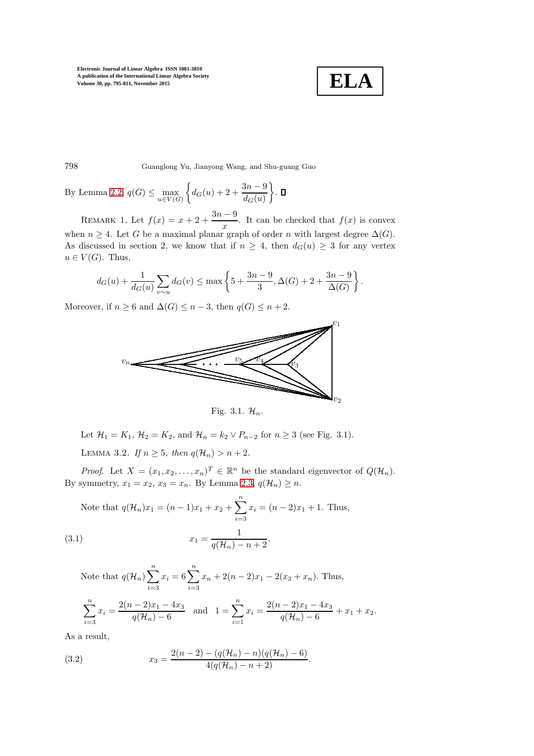By Lemma 2.2, $q(G) \leq \max_{u \in V(G)} \left\{ d_G(u) + 2 + \frac{3n-9}{d_G(u)} \right\}$. $\square$

REMARK 1. Let $f(x) = x + 2 + \frac{3n-9}{x}$. It can be checked that $f(x)$ is convex when $n \geq 4$. Let $G$ be a maximal planar graph of order $n$ with largest degree $\Delta(G)$. As discussed in section 2, we know that if $n \geq 4$, then $d_G(u) \geq 3$ for any vertex $u \in V(G)$. Thus,

$$d_G(u) + \frac{1}{d_G(u)} \sum_{v \sim u} d_G(v) \leq \max \left\{ 5 + \frac{3n-9}{3}, \Delta(G) + 2 + \frac{3n-9}{\Delta(G)} \right\}.$$

Moreover, if $n \geq 6$ and $\Delta(G) \leq n-3$, then $q(G) \leq n+2$.

Fig. 3.1. $\mathcal{H}_n$.

Let $\mathcal{H}_1 = K_1$, $\mathcal{H}_2 = K_2$, and $\mathcal{H}_n = k_2 \vee P_{n-2}$ for $n \geq 3$ (see Fig. 3.1).

LEMMA 3.2. *If $n \geq 5$, then $q(\mathcal{H}_n) > n+2$.*

*Proof.* Let $X = (x_1, x_2, \ldots, x_n)^T \in \mathbb{R}^n$ be the standard eigenvector of $Q(\mathcal{H}_n)$. By symmetry, $x_1 = x_2$, $x_3 = x_n$. By Lemma 2.3, $q(\mathcal{H}_n) \geq n$.

Note that $q(\mathcal{H}_n)x_1 = (n-1)x_1 + x_2 + \sum_{i=3}^{n} x_i = (n-2)x_1 + 1$. Thus,

$$x_1 = \frac{1}{q(\mathcal{H}_n) - n + 2}. \tag{3.1}$$

Note that $q(\mathcal{H}_n) \sum_{i=3}^{n} x_i = 6 \sum_{i=3}^{n} x_n + 2(n-2)x_1 - 2(x_3 + x_n)$. Thus,

$$\sum_{i=3}^{n} x_i = \frac{2(n-2)x_1 - 4x_3}{q(\mathcal{H}_n) - 6} \quad \text{and} \quad 1 = \sum_{i=1}^{n} x_i = \frac{2(n-2)x_1 - 4x_3}{q(\mathcal{H}_n) - 6} + x_1 + x_2.$$

As a result,

$$x_3 = \frac{2(n-2) - (q(\mathcal{H}_n) - n)(q(\mathcal{H}_n) - 6)}{4(q(\mathcal{H}_n) - n + 2)}. \tag{3.2}$$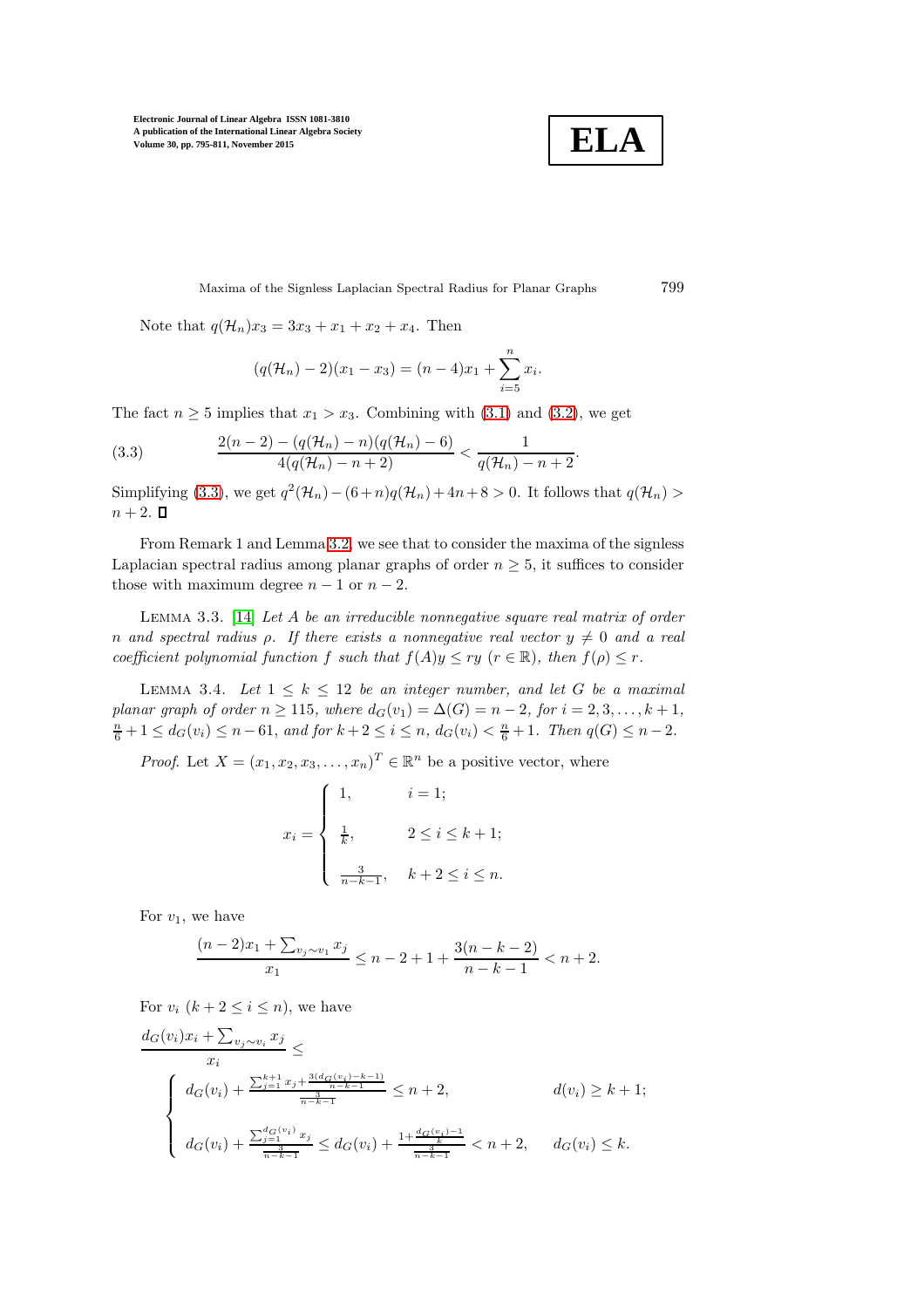Note that $q(\mathcal{H}_n)x_3 = 3x_3 + x_1 + x_2 + x_4$. Then

$$(q(\mathcal{H}_n) - 2)(x_1 - x_3) = (n-4)x_1 + \sum_{i=5}^{n} x_i.$$

The fact $n \geq 5$ implies that $x_1 > x_3$. Combining with (3.1) and (3.2), we get

$$\frac{2(n-2) - (q(\mathcal{H}_n) - n)(q(\mathcal{H}_n) - 6)}{4(q(\mathcal{H}_n) - n + 2)} < \frac{1}{q(\mathcal{H}_n) - n + 2}. \tag{3.3}$$

Simplifying (3.3), we get $q^2(\mathcal{H}_n) - (6+n)q(\mathcal{H}_n) + 4n + 8 > 0$. It follows that $q(\mathcal{H}_n) > n + 2$. $\square$

From Remark 1 and Lemma 3.2, we see that to consider the maxima of the signless Laplacian spectral radius among planar graphs of order $n \geq 5$, it suffices to consider those with maximum degree $n-1$ or $n-2$.

Lemma 3.3. [14] *Let $A$ be an irreducible nonnegative square real matrix of order $n$ and spectral radius $\rho$. If there exists a nonnegative real vector $y \neq 0$ and a real coefficient polynomial function $f$ such that $f(A)y \leq ry$ ($r \in \mathbb{R}$), then $f(\rho) \leq r$.*

Lemma 3.4. *Let $1 \leq k \leq 12$ be an integer number, and let $G$ be a maximal planar graph of order $n \geq 115$, where $d_G(v_1) = \Delta(G) = n-2$, for $i = 2, 3, \ldots, k+1$, $\frac{n}{6} + 1 \leq d_G(v_i) \leq n - 61$, and for $k+2 \leq i \leq n$, $d_G(v_i) < \frac{n}{6} + 1$. Then $q(G) \leq n-2$.*

*Proof.* Let $X = (x_1, x_2, x_3, \ldots, x_n)^T \in \mathbb{R}^n$ be a positive vector, where

$$x_i = \begin{cases} 1, & i = 1; \\ \frac{1}{k}, & 2 \leq i \leq k+1; \\ \frac{3}{n-k-1}, & k+2 \leq i \leq n. \end{cases}$$

For $v_1$, we have

$$\frac{(n-2)x_1 + \sum_{v_j \sim v_1} x_j}{x_1} \leq n - 2 + 1 + \frac{3(n-k-2)}{n-k-1} < n + 2.$$

For $v_i$ ($k+2 \leq i \leq n$), we have

$$\frac{d_G(v_i)x_i + \sum_{v_j \sim v_i} x_j}{x_i} \leq$$

$$\begin{cases} d_G(v_i) + \dfrac{\sum_{j=1}^{k+1} x_j + \frac{3(d_G(v_i)-k-1)}{n-k-1}}{\frac{3}{n-k-1}} \leq n+2, & d(v_i) \geq k+1; \\[2ex] d_G(v_i) + \dfrac{\sum_{j=1}^{d_G(v_i)} x_j}{\frac{3}{n-k-1}} \leq d_G(v_i) + \dfrac{1 + \frac{d_G(v_i)-1}{k}}{\frac{3}{n-k-1}} < n+2, & d_G(v_i) \leq k. \end{cases}$$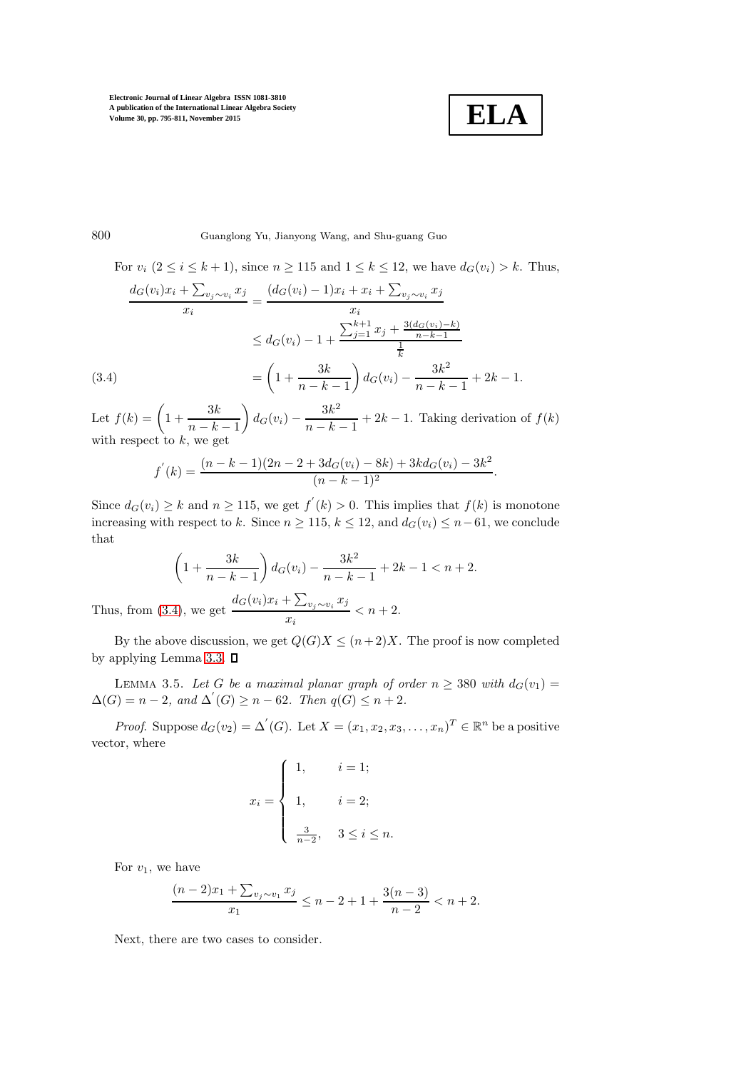For $v_i$ $(2 \leq i \leq k+1)$, since $n \geq 115$ and $1 \leq k \leq 12$, we have $d_G(v_i) > k$. Thus,

$$
\begin{aligned}
\frac{d_G(v_i)x_i + \sum_{v_j \sim v_i} x_j}{x_i} &= \frac{(d_G(v_i)-1)x_i + x_i + \sum_{v_j \sim v_i} x_j}{x_i} \\
&\leq d_G(v_i) - 1 + \frac{\sum_{j=1}^{k+1} x_j + \frac{3(d_G(v_i)-k)}{n-k-1}}{\frac{1}{k}} \\
&= \left(1 + \frac{3k}{n-k-1}\right) d_G(v_i) - \frac{3k^2}{n-k-1} + 2k - 1. \qquad (3.4)
\end{aligned}
$$

Let $f(k) = \left(1 + \frac{3k}{n-k-1}\right) d_G(v_i) - \frac{3k^2}{n-k-1} + 2k - 1$. Taking derivation of $f(k)$ with respect to $k$, we get

$$
f^{'}(k) = \frac{(n-k-1)(2n-2+3d_G(v_i)-8k) + 3kd_G(v_i) - 3k^2}{(n-k-1)^2}.
$$

Since $d_G(v_i) \geq k$ and $n \geq 115$, we get $f^{'}(k) > 0$. This implies that $f(k)$ is monotone increasing with respect to $k$. Since $n \geq 115$, $k \leq 12$, and $d_G(v_i) \leq n-61$, we conclude that

$$
\left(1 + \frac{3k}{n-k-1}\right) d_G(v_i) - \frac{3k^2}{n-k-1} + 2k - 1 < n+2.
$$

Thus, from (3.4), we get $\frac{d_G(v_i)x_i + \sum_{v_j \sim v_i} x_j}{x_i} < n+2$.

By the above discussion, we get $Q(G)X \leq (n+2)X$. The proof is now completed by applying Lemma 3.3. ∎

LEMMA 3.5. *Let $G$ be a maximal planar graph of order $n \geq 380$ with $d_G(v_1) = \Delta(G) = n-2$, and $\Delta^{'}(G) \geq n-62$. Then $q(G) \leq n+2$.*

*Proof.* Suppose $d_G(v_2) = \Delta^{'}(G)$. Let $X = (x_1, x_2, x_3, \ldots, x_n)^T \in \mathbb{R}^n$ be a positive vector, where

$$
x_i = \begin{cases} 1, & i = 1; \\ 1, & i = 2; \\ \frac{3}{n-2}, & 3 \leq i \leq n. \end{cases}
$$

For $v_1$, we have

$$
\frac{(n-2)x_1 + \sum_{v_j \sim v_1} x_j}{x_1} \leq n-2+1+\frac{3(n-3)}{n-2} < n+2.
$$

Next, there are two cases to consider.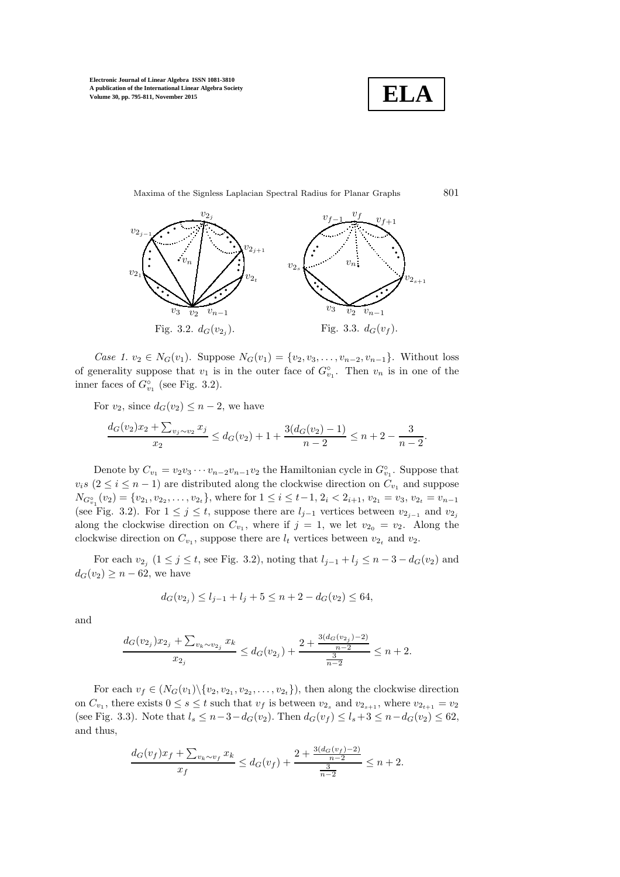Fig. 3.2. $d_G(v_{2_j})$.

Fig. 3.3. $d_G(v_f)$.

*Case 1.* $v_2 \in N_G(v_1)$. Suppose $N_G(v_1) = \{v_2, v_3, \ldots, v_{n-2}, v_{n-1}\}$. Without loss of generality suppose that $v_1$ is in the outer face of $G^{\circ}_{v_1}$. Then $v_n$ is in one of the inner faces of $G^{\circ}_{v_1}$ (see Fig. 3.2).

For $v_2$, since $d_G(v_2) \le n-2$, we have

$$\frac{d_G(v_2)x_2 + \sum_{v_j \sim v_2} x_j}{x_2} \le d_G(v_2) + 1 + \frac{3(d_G(v_2)-1)}{n-2} \le n + 2 - \frac{3}{n-2}.$$

Denote by $C_{v_1} = v_2 v_3 \cdots v_{n-2} v_{n-1} v_2$ the Hamiltonian cycle in $G^{\circ}_{v_1}$. Suppose that $v_i$s $(2 \le i \le n-1)$ are distributed along the clockwise direction on $C_{v_1}$ and suppose $N_{G^{\circ}_{v_1}}(v_2) = \{v_{2_1}, v_{2_2}, \ldots, v_{2_t}\}$, where for $1 \le i \le t-1$, $2_i < 2_{i+1}$, $v_{2_1} = v_3$, $v_{2_t} = v_{n-1}$ (see Fig. 3.2). For $1 \le j \le t$, suppose there are $l_{j-1}$ vertices between $v_{2_{j-1}}$ and $v_{2_j}$ along the clockwise direction on $C_{v_1}$, where if $j = 1$, we let $v_{2_0} = v_2$. Along the clockwise direction on $C_{v_1}$, suppose there are $l_t$ vertices between $v_{2_t}$ and $v_2$.

For each $v_{2_j}$ $(1 \le j \le t$, see Fig. 3.2), noting that $l_{j-1} + l_j \le n - 3 - d_G(v_2)$ and $d_G(v_2) \ge n - 62$, we have

$$d_G(v_{2_j}) \le l_{j-1} + l_j + 5 \le n + 2 - d_G(v_2) \le 64,$$

and

$$\frac{d_G(v_{2_j})x_{2_j} + \sum_{v_k \sim v_{2_j}} x_k}{x_{2_j}} \le d_G(v_{2_j}) + \frac{2 + \frac{3(d_G(v_{2_j})-2)}{n-2}}{\frac{3}{n-2}} \le n + 2.$$

For each $v_f \in (N_G(v_1) \backslash \{v_2, v_{2_1}, v_{2_2}, \ldots, v_{2_t}\})$, then along the clockwise direction on $C_{v_1}$, there exists $0 \le s \le t$ such that $v_f$ is between $v_{2_s}$ and $v_{2_{s+1}}$, where $v_{2_{t+1}} = v_2$ (see Fig. 3.3). Note that $l_s \le n - 3 - d_G(v_2)$. Then $d_G(v_f) \le l_s + 3 \le n - d_G(v_2) \le 62$, and thus,

$$\frac{d_G(v_f)x_f + \sum_{v_k \sim v_f} x_k}{x_f} \le d_G(v_f) + \frac{2 + \frac{3(d_G(v_f)-2)}{n-2}}{\frac{3}{n-2}} \le n + 2.$$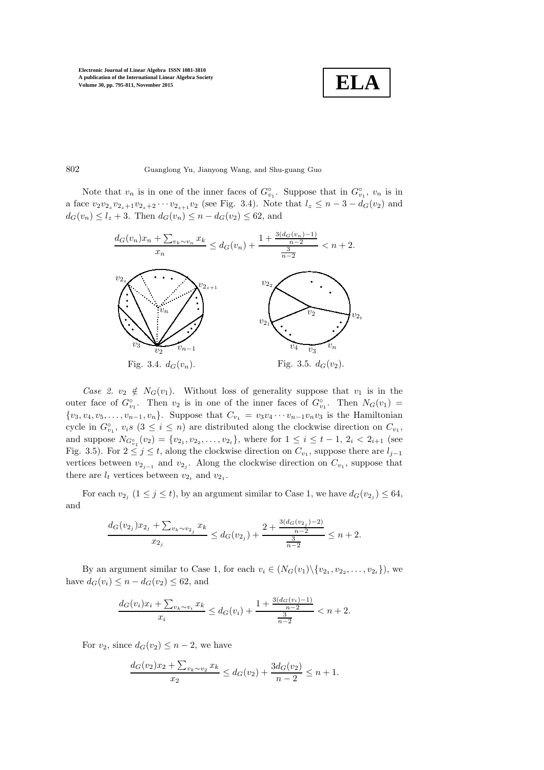Note that $v_n$ is in one of the inner faces of $G^{\circ}_{v_1}$. Suppose that in $G^{\circ}_{v_1}$, $v_n$ is in a face $v_2 v_{2_z} v_{2_z+1} v_{2_z+2} \cdots v_{2_{z+1}} v_2$ (see Fig. 3.4). Note that $l_z \leq n - 3 - d_G(v_2)$ and $d_G(v_n) \leq l_z + 3$. Then $d_G(v_n) \leq n - d_G(v_2) \leq 62$, and

$$\frac{d_G(v_n)x_n + \sum_{v_k \sim v_n} x_k}{x_n} \leq d_G(v_n) + \frac{1 + \frac{3(d_G(v_n)-1)}{n-2}}{\frac{3}{n-2}} < n + 2.$$

Fig. 3.4. $d_G(v_n)$.

Fig. 3.5. $d_G(v_2)$.

*Case 2.* $v_2 \notin N_G(v_1)$. Without loss of generality suppose that $v_1$ is in the outer face of $G^{\circ}_{v_1}$. Then $v_2$ is in one of the inner faces of $G^{\circ}_{v_1}$. Then $N_G(v_1) = \{v_3, v_4, v_5, \ldots, v_{n-1}, v_n\}$. Suppose that $C_{v_1} = v_3 v_4 \cdots v_{n-1} v_n v_3$ is the Hamiltonian cycle in $G^{\circ}_{v_1}$, $v_i$s $(3 \leq i \leq n)$ are distributed along the clockwise direction on $C_{v_1}$, and suppose $N_{G^{\circ}_{v_1}}(v_2) = \{v_{2_1}, v_{2_2}, \ldots, v_{2_t}\}$, where for $1 \leq i \leq t-1$, $2_i < 2_{i+1}$ (see Fig. 3.5). For $2 \leq j \leq t$, along the clockwise direction on $C_{v_1}$, suppose there are $l_{j-1}$ vertices between $v_{2_{j-1}}$ and $v_{2_j}$. Along the clockwise direction on $C_{v_1}$, suppose that there are $l_t$ vertices between $v_{2_t}$ and $v_{2_1}$.

For each $v_{2_j}$ $(1 \leq j \leq t)$, by an argument similar to Case 1, we have $d_G(v_{2_j}) \leq 64$, and

$$\frac{d_G(v_{2_j})x_{2_j} + \sum_{v_k \sim v_{2_j}} x_k}{x_{2_j}} \leq d_G(v_{2_j}) + \frac{2 + \frac{3(d_G(v_{2_j})-2)}{n-2}}{\frac{3}{n-2}} \leq n + 2.$$

By an argument similar to Case 1, for each $v_i \in (N_G(v_1) \backslash \{v_{2_1}, v_{2_2}, \ldots, v_{2_t}\})$, we have $d_G(v_i) \leq n - d_G(v_2) \leq 62$, and

$$\frac{d_G(v_i)x_i + \sum_{v_k \sim v_i} x_k}{x_i} \leq d_G(v_i) + \frac{1 + \frac{3(d_G(v_i)-1)}{n-2}}{\frac{3}{n-2}} < n + 2.$$

For $v_2$, since $d_G(v_2) \leq n - 2$, we have

$$\frac{d_G(v_2)x_2 + \sum_{v_k \sim v_2} x_k}{x_2} \leq d_G(v_2) + \frac{3d_G(v_2)}{n-2} \leq n + 1.$$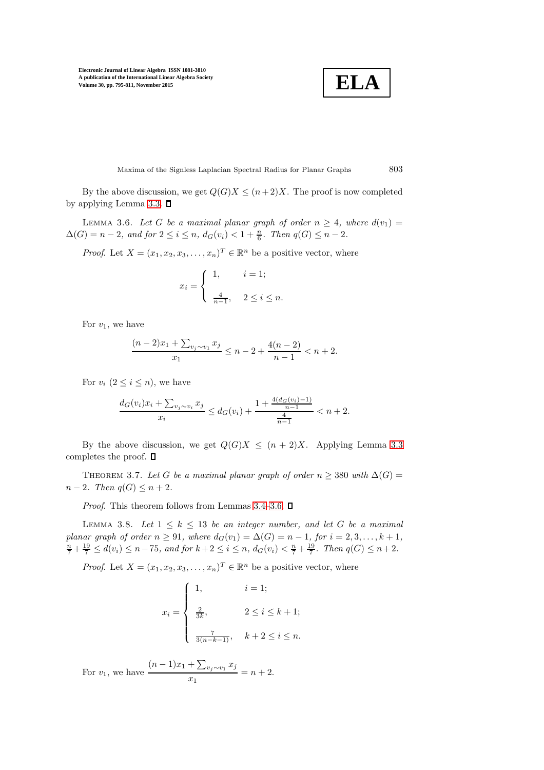By the above discussion, we get $Q(G)X \le (n+2)X$. The proof is now completed by applying Lemma 3.3. ∎

LEMMA 3.6. *Let $G$ be a maximal planar graph of order $n \ge 4$, where $d(v_1) = \Delta(G) = n-2$, and for $2 \le i \le n$, $d_G(v_i) < 1 + \frac{n}{6}$. Then $q(G) \le n-2$.*

*Proof.* Let $X = (x_1, x_2, x_3, \ldots, x_n)^T \in \mathbb{R}^n$ be a positive vector, where

$$x_i = \begin{cases} 1, & i = 1; \\ \frac{4}{n-1}, & 2 \le i \le n. \end{cases}$$

For $v_1$, we have

$$\frac{(n-2)x_1 + \sum_{v_j \sim v_1} x_j}{x_1} \le n - 2 + \frac{4(n-2)}{n-1} < n+2.$$

For $v_i$ $(2 \le i \le n)$, we have

$$\frac{d_G(v_i)x_i + \sum_{v_j \sim v_i} x_j}{x_i} \le d_G(v_i) + \frac{1 + \frac{4(d_G(v_i)-1)}{n-1}}{\frac{4}{n-1}} < n+2.$$

By the above discussion, we get $Q(G)X \le (n+2)X$. Applying Lemma 3.3 completes the proof. ∎

THEOREM 3.7. *Let $G$ be a maximal planar graph of order $n \ge 380$ with $\Delta(G) = n-2$. Then $q(G) \le n+2$.*

*Proof.* This theorem follows from Lemmas 3.4–3.6. ∎

LEMMA 3.8. *Let $1 \le k \le 13$ be an integer number, and let $G$ be a maximal planar graph of order $n \ge 91$, where $d_G(v_1) = \Delta(G) = n-1$, for $i = 2, 3, \ldots, k+1$, $\frac{n}{7} + \frac{19}{7} \le d(v_i) \le n - 75$, and for $k+2 \le i \le n$, $d_G(v_i) < \frac{n}{7} + \frac{19}{7}$. Then $q(G) \le n+2$.*

*Proof.* Let $X = (x_1, x_2, x_3, \ldots, x_n)^T \in \mathbb{R}^n$ be a positive vector, where

$$x_i = \begin{cases} 1, & i = 1; \\ \frac{2}{3k}, & 2 \le i \le k+1; \\ \frac{7}{3(n-k-1)}, & k+2 \le i \le n. \end{cases}$$

For $v_1$, we have $\dfrac{(n-1)x_1 + \sum_{v_j \sim v_1} x_j}{x_1} = n+2.$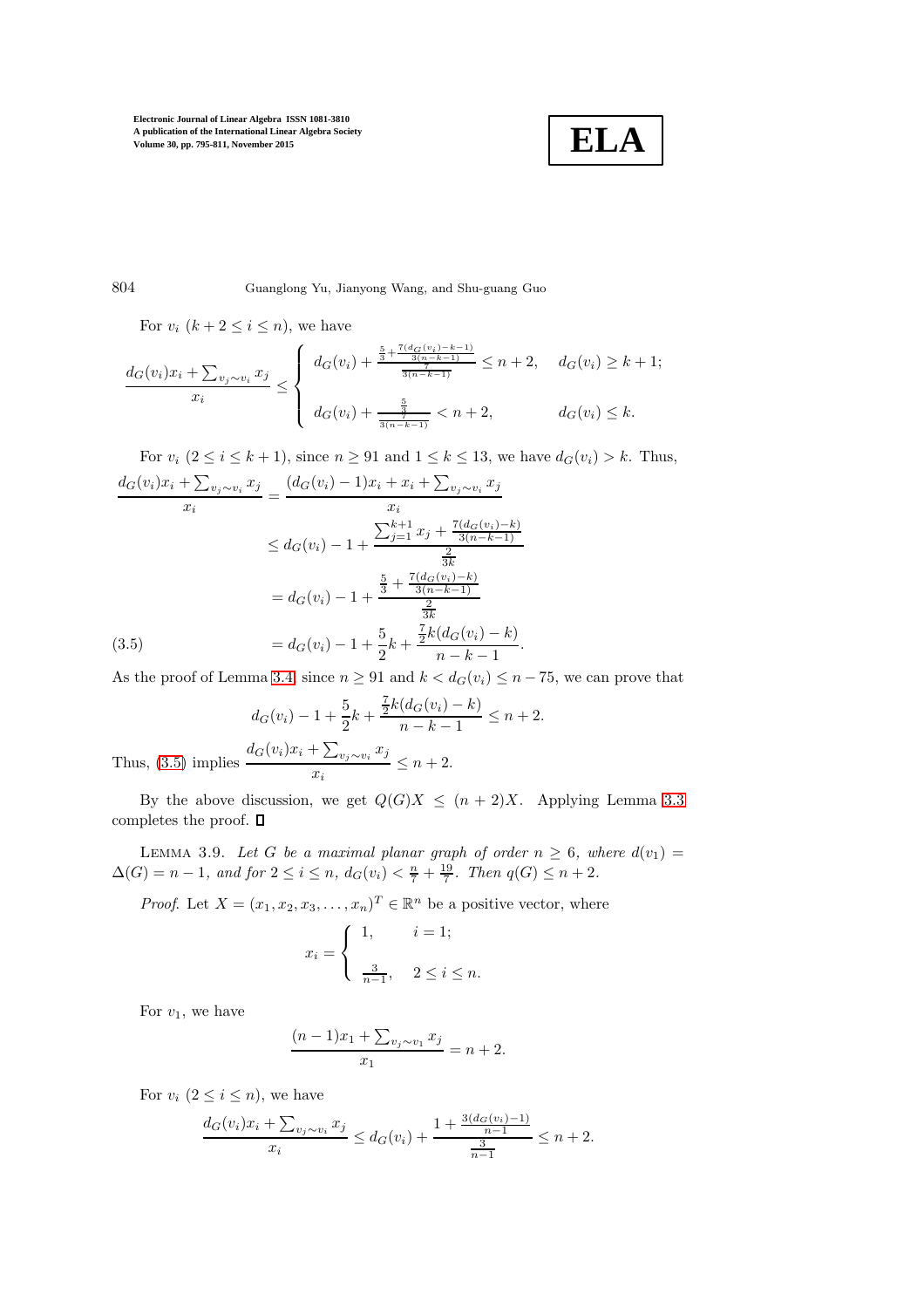For $v_i$ $(k+2 \leq i \leq n)$, we have

$$\frac{d_G(v_i)x_i + \sum_{v_j \sim v_i} x_j}{x_i} \leq \begin{cases} d_G(v_i) + \frac{\frac{5}{3} + \frac{7(d_G(v_i)-k-1)}{3(n-k-1)}}{\frac{7}{3(n-k-1)}} \leq n+2, & d_G(v_i) \geq k+1; \\ d_G(v_i) + \frac{\frac{5}{3}}{\frac{7}{3(n-k-1)}} < n+2, & d_G(v_i) \leq k. \end{cases}$$

For $v_i$ $(2 \leq i \leq k+1)$, since $n \geq 91$ and $1 \leq k \leq 13$, we have $d_G(v_i) > k$. Thus,

$$\begin{aligned} \frac{d_G(v_i)x_i + \sum_{v_j \sim v_i} x_j}{x_i} &= \frac{(d_G(v_i)-1)x_i + x_i + \sum_{v_j \sim v_i} x_j}{x_i} \\ &\leq d_G(v_i) - 1 + \frac{\sum_{j=1}^{k+1} x_j + \frac{7(d_G(v_i)-k)}{3(n-k-1)}}{\frac{2}{3k}} \\ &= d_G(v_i) - 1 + \frac{\frac{5}{3} + \frac{7(d_G(v_i)-k)}{3(n-k-1)}}{\frac{2}{3k}} \\ &= d_G(v_i) - 1 + \frac{5}{2}k + \frac{\frac{7}{2}k(d_G(v_i)-k)}{n-k-1}. \end{aligned} \tag{3.5}$$

As the proof of Lemma 3.4, since $n \geq 91$ and $k < d_G(v_i) \leq n-75$, we can prove that

$$d_G(v_i) - 1 + \frac{5}{2}k + \frac{\frac{7}{2}k(d_G(v_i)-k)}{n-k-1} \leq n+2.$$

Thus, (3.5) implies $\dfrac{d_G(v_i)x_i + \sum_{v_j \sim v_i} x_j}{x_i} \leq n+2$.

By the above discussion, we get $Q(G)X \leq (n+2)X$. Applying Lemma 3.3 completes the proof. ∎

Lemma 3.9. *Let $G$ be a maximal planar graph of order $n \geq 6$, where $d(v_1) = \Delta(G) = n-1$, and for $2 \leq i \leq n$, $d_G(v_i) < \frac{n}{7} + \frac{19}{7}$. Then $q(G) \leq n+2$.*

*Proof.* Let $X = (x_1, x_2, x_3, \ldots, x_n)^T \in \mathbb{R}^n$ be a positive vector, where

$$x_i = \begin{cases} 1, & i = 1; \\ \frac{3}{n-1}, & 2 \leq i \leq n. \end{cases}$$

For $v_1$, we have

$$\frac{(n-1)x_1 + \sum_{v_j \sim v_1} x_j}{x_1} = n+2.$$

For $v_i$ $(2 \leq i \leq n)$, we have

$$\frac{d_G(v_i)x_i + \sum_{v_j \sim v_i} x_j}{x_i} \leq d_G(v_i) + \frac{1 + \frac{3(d_G(v_i)-1)}{n-1}}{\frac{3}{n-1}} \leq n+2.$$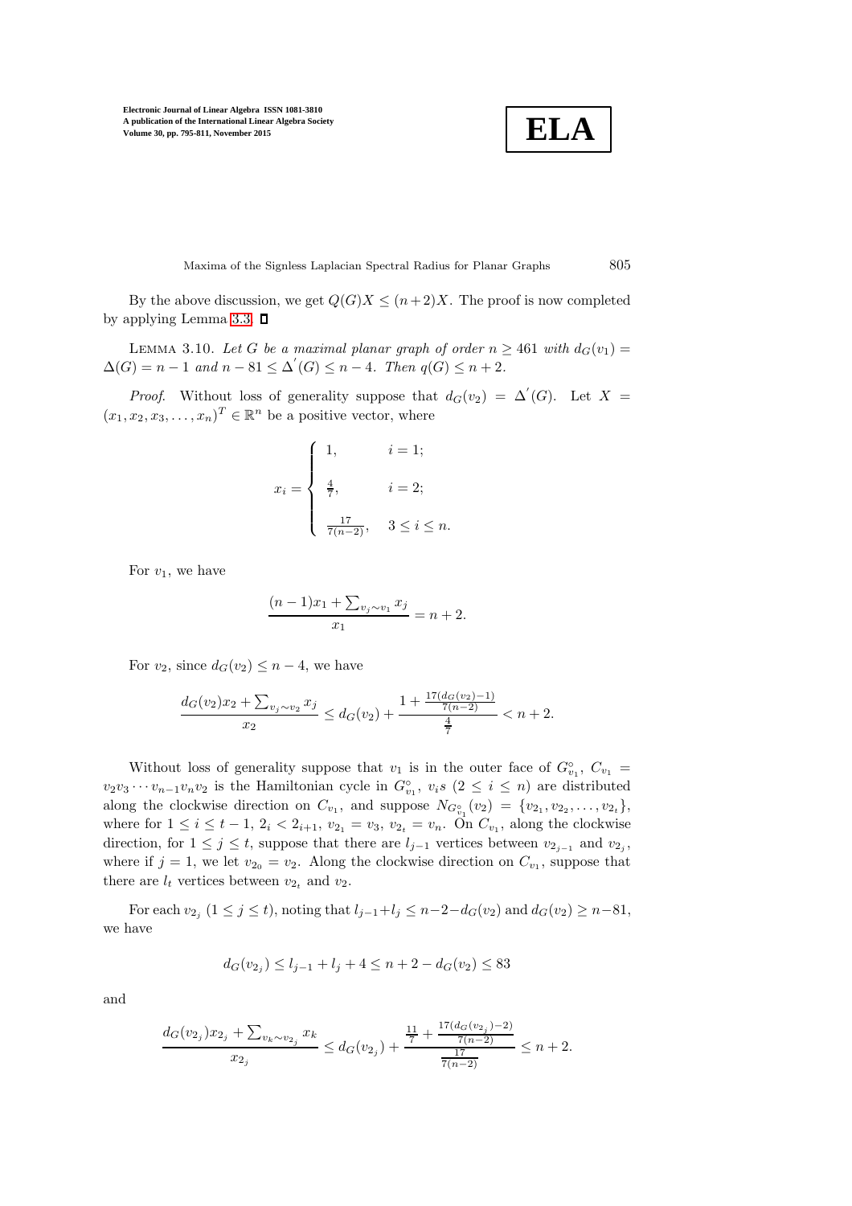By the above discussion, we get $Q(G)X \leq (n+2)X$. The proof is now completed by applying Lemma 3.3. ∎

LEMMA 3.10. *Let $G$ be a maximal planar graph of order $n \geq 461$ with $d_G(v_1) = \Delta(G) = n-1$ and $n - 81 \leq \Delta'(G) \leq n-4$. Then $q(G) \leq n+2$.*

*Proof.* Without loss of generality suppose that $d_G(v_2) = \Delta'(G)$. Let $X = (x_1, x_2, x_3, \ldots, x_n)^T \in \mathbb{R}^n$ be a positive vector, where

$$x_i = \begin{cases} 1, & i = 1; \\ \frac{4}{7}, & i = 2; \\ \frac{17}{7(n-2)}, & 3 \leq i \leq n. \end{cases}$$

For $v_1$, we have

$$\frac{(n-1)x_1 + \sum_{v_j \sim v_1} x_j}{x_1} = n+2.$$

For $v_2$, since $d_G(v_2) \leq n-4$, we have

$$\frac{d_G(v_2)x_2 + \sum_{v_j \sim v_2} x_j}{x_2} \leq d_G(v_2) + \frac{1 + \frac{17(d_G(v_2)-1)}{7(n-2)}}{\frac{4}{7}} < n+2.$$

Without loss of generality suppose that $v_1$ is in the outer face of $G^{\circ}_{v_1}$, $C_{v_1} = v_2v_3 \cdots v_{n-1}v_nv_2$ is the Hamiltonian cycle in $G^{\circ}_{v_1}$, $v_i$s $(2 \leq i \leq n)$ are distributed along the clockwise direction on $C_{v_1}$, and suppose $N_{G^{\circ}_{v_1}}(v_2) = \{v_{2_1}, v_{2_2}, \ldots, v_{2_t}\}$, where for $1 \leq i \leq t-1$, $2_i < 2_{i+1}$, $v_{2_1} = v_3$, $v_{2_t} = v_n$. On $C_{v_1}$, along the clockwise direction, for $1 \leq j \leq t$, suppose that there are $l_{j-1}$ vertices between $v_{2_{j-1}}$ and $v_{2_j}$, where if $j = 1$, we let $v_{2_0} = v_2$. Along the clockwise direction on $C_{v_1}$, suppose that there are $l_t$ vertices between $v_{2_t}$ and $v_2$.

For each $v_{2_j}$ $(1 \leq j \leq t)$, noting that $l_{j-1} + l_j \leq n-2-d_G(v_2)$ and $d_G(v_2) \geq n-81$, we have

$$d_G(v_{2_j}) \leq l_{j-1} + l_j + 4 \leq n+2-d_G(v_2) \leq 83$$

and

$$\frac{d_G(v_{2_j})x_{2_j} + \sum_{v_k \sim v_{2_j}} x_k}{x_{2_j}} \leq d_G(v_{2_j}) + \frac{\frac{11}{7} + \frac{17(d_G(v_{2_j})-2)}{7(n-2)}}{\frac{17}{7(n-2)}} \leq n+2.$$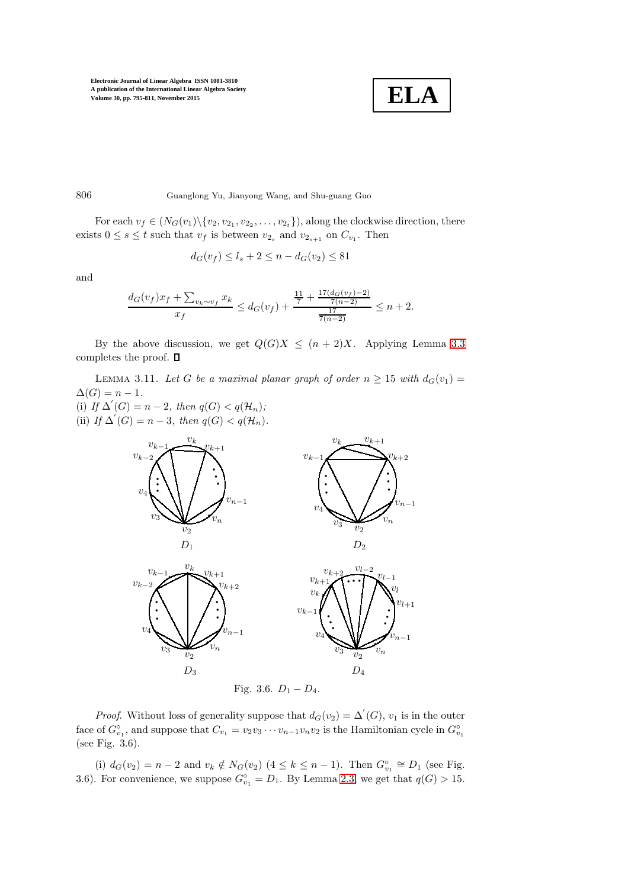For each $v_f \in (N_G(v_1)\backslash\{v_2, v_{2_1}, v_{2_2}, \ldots, v_{2_t}\})$, along the clockwise direction, there exists $0 \le s \le t$ such that $v_f$ is between $v_{2_s}$ and $v_{2_{s+1}}$ on $C_{v_1}$. Then

$$d_G(v_f) \le l_s + 2 \le n - d_G(v_2) \le 81$$

and

$$\frac{d_G(v_f)x_f + \sum_{v_k \sim v_f} x_k}{x_f} \le d_G(v_f) + \frac{\frac{11}{7} + \frac{17(d_G(v_f)-2)}{7(n-2)}}{\frac{17}{7(n-2)}} \le n+2.$$

By the above discussion, we get $Q(G)X \le (n+2)X$. Applying Lemma 3.3 completes the proof. □

LEMMA 3.11. *Let $G$ be a maximal planar graph of order $n \ge 15$ with $d_G(v_1) = \Delta(G) = n-1$.*
*(i) If $\Delta^{'}(G) = n-2$, then $q(G) < q(\mathcal{H}_n)$;*
*(ii) If $\Delta^{'}(G) = n-3$, then $q(G) < q(\mathcal{H}_n)$.*

Fig. 3.6. $D_1 - D_4$.

*Proof.* Without loss of generality suppose that $d_G(v_2) = \Delta^{'}(G)$, $v_1$ is in the outer face of $G^{\circ}_{v_1}$, and suppose that $C_{v_1} = v_2v_3\cdots v_{n-1}v_nv_2$ is the Hamiltonian cycle in $G^{\circ}_{v_1}$ (see Fig. 3.6).

(i) $d_G(v_2) = n-2$ and $v_k \notin N_G(v_2)$ $(4 \le k \le n-1)$. Then $G^{\circ}_{v_1} \cong D_1$ (see Fig. 3.6). For convenience, we suppose $G^{\circ}_{v_1} = D_1$. By Lemma 2.3, we get that $q(G) > 15$.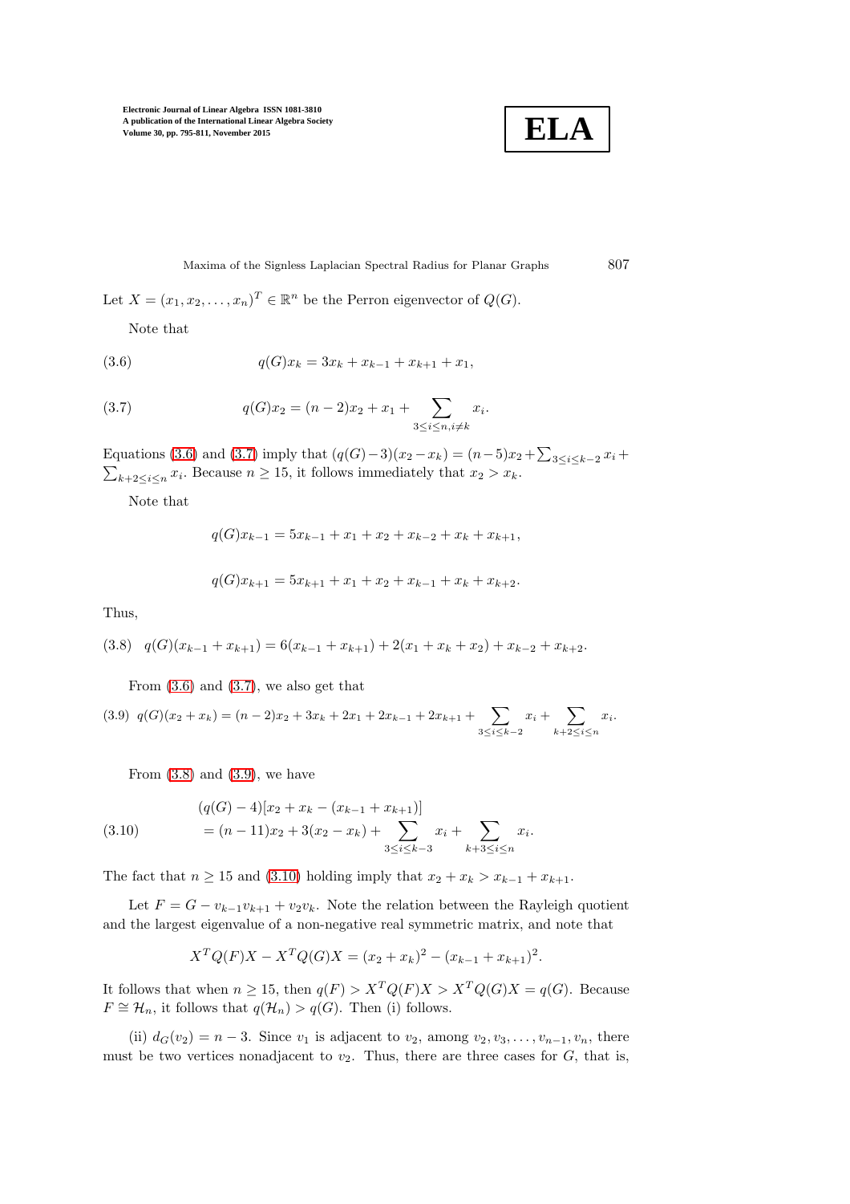Let $X = (x_1, x_2, \dots, x_n)^T \in \mathbb{R}^n$ be the Perron eigenvector of $Q(G)$.

Note that

$$q(G)x_k = 3x_k + x_{k-1} + x_{k+1} + x_1, \tag{3.6}$$

$$q(G)x_2 = (n-2)x_2 + x_1 + \sum_{3 \le i \le n, i \ne k} x_i. \tag{3.7}$$

Equations (3.6) and (3.7) imply that $(q(G)-3)(x_2 - x_k) = (n-5)x_2 + \sum_{3 \le i \le k-2} x_i + \sum_{k+2 \le i \le n} x_i$. Because $n \ge 15$, it follows immediately that $x_2 > x_k$.

Note that

$$q(G)x_{k-1} = 5x_{k-1} + x_1 + x_2 + x_{k-2} + x_k + x_{k+1},$$

$$q(G)x_{k+1} = 5x_{k+1} + x_1 + x_2 + x_{k-1} + x_k + x_{k+2}.$$

Thus,

$$q(G)(x_{k-1} + x_{k+1}) = 6(x_{k-1} + x_{k+1}) + 2(x_1 + x_k + x_2) + x_{k-2} + x_{k+2}. \tag{3.8}$$

From (3.6) and (3.7), we also get that

$$q(G)(x_2 + x_k) = (n-2)x_2 + 3x_k + 2x_1 + 2x_{k-1} + 2x_{k+1} + \sum_{3 \le i \le k-2} x_i + \sum_{k+2 \le i \le n} x_i. \tag{3.9}$$

From (3.8) and (3.9), we have

$$\begin{aligned} &(q(G) - 4)[x_2 + x_k - (x_{k-1} + x_{k+1})] \\ &= (n-11)x_2 + 3(x_2 - x_k) + \sum_{3 \le i \le k-3} x_i + \sum_{k+3 \le i \le n} x_i. \end{aligned} \tag{3.10}$$

The fact that $n \ge 15$ and (3.10) holding imply that $x_2 + x_k > x_{k-1} + x_{k+1}$.

Let $F = G - v_{k-1}v_{k+1} + v_2v_k$. Note the relation between the Rayleigh quotient and the largest eigenvalue of a non-negative real symmetric matrix, and note that

$$X^TQ(F)X - X^TQ(G)X = (x_2 + x_k)^2 - (x_{k-1} + x_{k+1})^2.$$

It follows that when $n \ge 15$, then $q(F) > X^TQ(F)X > X^TQ(G)X = q(G)$. Because $F \cong \mathcal{H}_n$, it follows that $q(\mathcal{H}_n) > q(G)$. Then (i) follows.

(ii) $d_G(v_2) = n - 3$. Since $v_1$ is adjacent to $v_2$, among $v_2, v_3, \dots, v_{n-1}, v_n$, there must be two vertices nonadjacent to $v_2$. Thus, there are three cases for $G$, that is,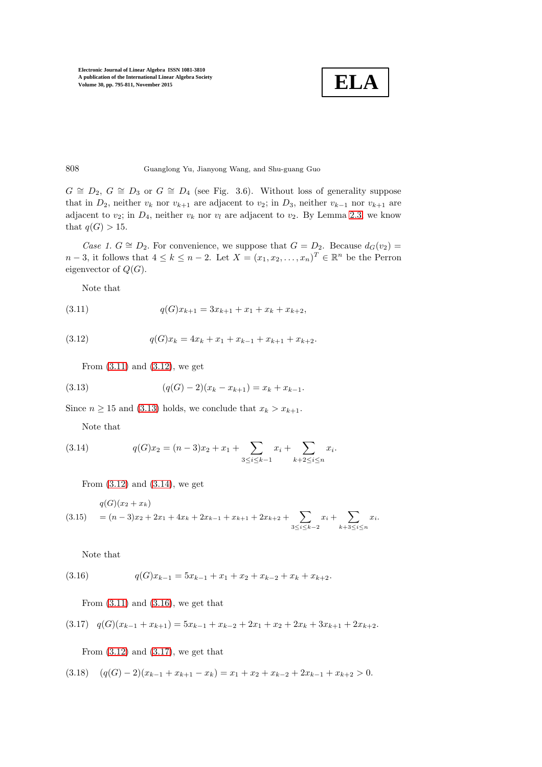$G \cong D_2$, $G \cong D_3$ or $G \cong D_4$ (see Fig. 3.6). Without loss of generality suppose that in $D_2$, neither $v_k$ nor $v_{k+1}$ are adjacent to $v_2$; in $D_3$, neither $v_{k-1}$ nor $v_{k+1}$ are adjacent to $v_2$; in $D_4$, neither $v_k$ nor $v_l$ are adjacent to $v_2$. By Lemma 2.3, we know that $q(G) > 15$.

*Case 1.* $G \cong D_2$. For convenience, we suppose that $G = D_2$. Because $d_G(v_2) = n - 3$, it follows that $4 \leq k \leq n - 2$. Let $X = (x_1, x_2, \ldots, x_n)^T \in \mathbb{R}^n$ be the Perron eigenvector of $Q(G)$.

Note that

$$q(G)x_{k+1} = 3x_{k+1} + x_1 + x_k + x_{k+2}, \tag{3.11}$$

$$q(G)x_k = 4x_k + x_1 + x_{k-1} + x_{k+1} + x_{k+2}. \tag{3.12}$$

From (3.11) and (3.12), we get

$$(q(G) - 2)(x_k - x_{k+1}) = x_k + x_{k-1}. \tag{3.13}$$

Since $n \geq 15$ and (3.13) holds, we conclude that $x_k > x_{k+1}$.

Note that

$$q(G)x_2 = (n-3)x_2 + x_1 + \sum_{3 \leq i \leq k-1} x_i + \sum_{k+2 \leq i \leq n} x_i. \tag{3.14}$$

From (3.12) and (3.14), we get

$$\begin{aligned} &q(G)(x_2 + x_k) \\ &= (n-3)x_2 + 2x_1 + 4x_k + 2x_{k-1} + x_{k+1} + 2x_{k+2} + \sum_{3 \leq i \leq k-2} x_i + \sum_{k+3 \leq i \leq n} x_i. \end{aligned} \tag{3.15}$$

Note that

$$q(G)x_{k-1} = 5x_{k-1} + x_1 + x_2 + x_{k-2} + x_k + x_{k+2}. \tag{3.16}$$

From (3.11) and (3.16), we get that

$$q(G)(x_{k-1} + x_{k+1}) = 5x_{k-1} + x_{k-2} + 2x_1 + x_2 + 2x_k + 3x_{k+1} + 2x_{k+2}. \tag{3.17}$$

From (3.12) and (3.17), we get that

$$(q(G) - 2)(x_{k-1} + x_{k+1} - x_k) = x_1 + x_2 + x_{k-2} + 2x_{k-1} + x_{k+2} > 0. \tag{3.18}$$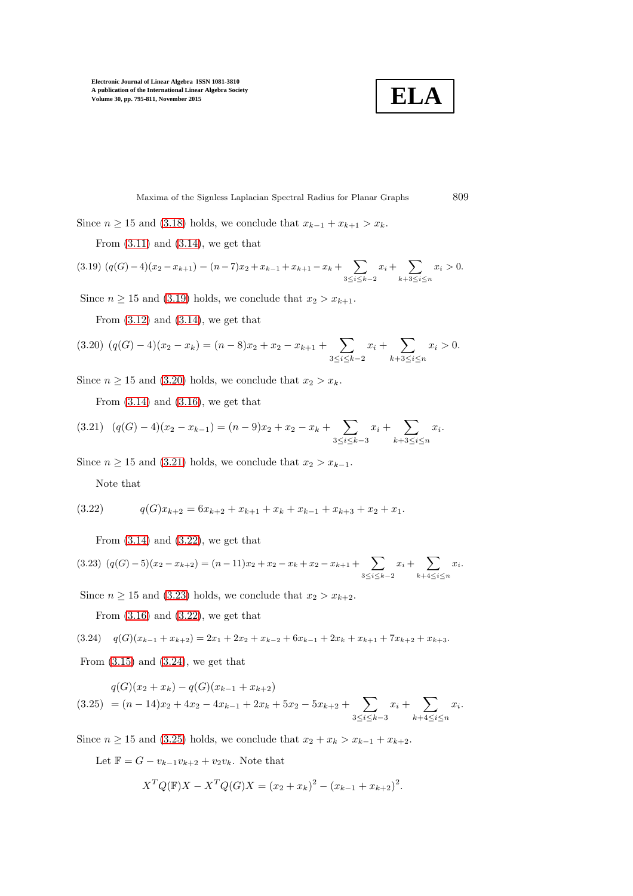Since $n \geq 15$ and (3.18) holds, we conclude that $x_{k-1} + x_{k+1} > x_k$.

From (3.11) and (3.14), we get that

$$(3.19)\ (q(G)-4)(x_2 - x_{k+1}) = (n-7)x_2 + x_{k-1} + x_{k+1} - x_k + \sum_{3 \leq i \leq k-2} x_i + \sum_{k+3 \leq i \leq n} x_i > 0.$$

Since $n \geq 15$ and (3.19) holds, we conclude that $x_2 > x_{k+1}$.

From (3.12) and (3.14), we get that

$$(3.20)\ (q(G)-4)(x_2 - x_k) = (n-8)x_2 + x_2 - x_{k+1} + \sum_{3 \leq i \leq k-2} x_i + \sum_{k+3 \leq i \leq n} x_i > 0.$$

Since $n \geq 15$ and (3.20) holds, we conclude that $x_2 > x_k$.

From (3.14) and (3.16), we get that

$$(3.21)\quad (q(G)-4)(x_2 - x_{k-1}) = (n-9)x_2 + x_2 - x_k + \sum_{3 \leq i \leq k-3} x_i + \sum_{k+3 \leq i \leq n} x_i.$$

Since $n \geq 15$ and (3.21) holds, we conclude that $x_2 > x_{k-1}$.

Note that

$$(3.22)\qquad q(G)x_{k+2} = 6x_{k+2} + x_{k+1} + x_k + x_{k-1} + x_{k+3} + x_2 + x_1.$$

From (3.14) and (3.22), we get that

$$(3.23)\ (q(G)-5)(x_2 - x_{k+2}) = (n-11)x_2 + x_2 - x_k + x_2 - x_{k+1} + \sum_{3 \leq i \leq k-2} x_i + \sum_{k+4 \leq i \leq n} x_i.$$

Since $n \geq 15$ and (3.23) holds, we conclude that $x_2 > x_{k+2}$.

From (3.16) and (3.22), we get that

$$(3.24)\quad q(G)(x_{k-1} + x_{k+2}) = 2x_1 + 2x_2 + x_{k-2} + 6x_{k-1} + 2x_k + x_{k+1} + 7x_{k+2} + x_{k+3}.$$

From (3.15) and (3.24), we get that

$$(3.25)\quad \begin{aligned} &q(G)(x_2 + x_k) - q(G)(x_{k-1} + x_{k+2}) \\ &= (n-14)x_2 + 4x_2 - 4x_{k-1} + 2x_k + 5x_2 - 5x_{k+2} + \sum_{3 \leq i \leq k-3} x_i + \sum_{k+4 \leq i \leq n} x_i. \end{aligned}$$

Since $n \geq 15$ and (3.25) holds, we conclude that $x_2 + x_k > x_{k-1} + x_{k+2}$.

Let $\mathbb{F} = G - v_{k-1}v_{k+2} + v_2v_k$. Note that

$$X^T Q(\mathbb{F})X - X^T Q(G)X = (x_2 + x_k)^2 - (x_{k-1} + x_{k+2})^2.$$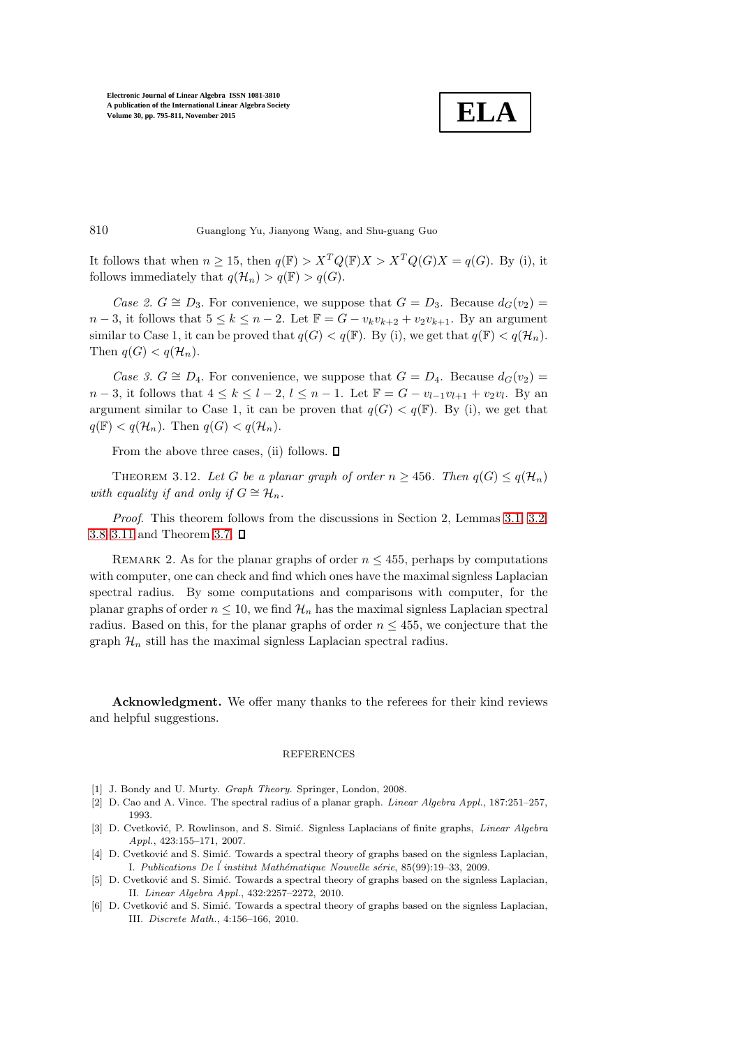It follows that when $n \geq 15$, then $q(\mathbb{F}) > X^T Q(\mathbb{F})X > X^T Q(G)X = q(G)$. By (i), it follows immediately that $q(\mathcal{H}_n) > q(\mathbb{F}) > q(G)$.

*Case 2.* $G \cong D_3$. For convenience, we suppose that $G = D_3$. Because $d_G(v_2) = n-3$, it follows that $5 \leq k \leq n-2$. Let $\mathbb{F} = G - v_k v_{k+2} + v_2 v_{k+1}$. By an argument similar to Case 1, it can be proved that $q(G) < q(\mathbb{F})$. By (i), we get that $q(\mathbb{F}) < q(\mathcal{H}_n)$. Then $q(G) < q(\mathcal{H}_n)$.

*Case 3.* $G \cong D_4$. For convenience, we suppose that $G = D_4$. Because $d_G(v_2) = n-3$, it follows that $4 \leq k \leq l-2$, $l \leq n-1$. Let $\mathbb{F} = G - v_{l-1}v_{l+1} + v_2 v_l$. By an argument similar to Case 1, it can be proven that $q(G) < q(\mathbb{F})$. By (i), we get that $q(\mathbb{F}) < q(\mathcal{H}_n)$. Then $q(G) < q(\mathcal{H}_n)$.

From the above three cases, (ii) follows. $\square$

THEOREM 3.12. *Let $G$ be a planar graph of order $n \geq 456$. Then $q(G) \leq q(\mathcal{H}_n)$ with equality if and only if $G \cong \mathcal{H}_n$.*

*Proof*. This theorem follows from the discussions in Section 2, Lemmas 3.1, 3.2, 3.8–3.11 and Theorem 3.7. $\square$

REMARK 2. As for the planar graphs of order $n \leq 455$, perhaps by computations with computer, one can check and find which ones have the maximal signless Laplacian spectral radius. By some computations and comparisons with computer, for the planar graphs of order $n \leq 10$, we find $\mathcal{H}_n$ has the maximal signless Laplacian spectral radius. Based on this, for the planar graphs of order $n \leq 455$, we conjecture that the graph $\mathcal{H}_n$ still has the maximal signless Laplacian spectral radius.

**Acknowledgment.** We offer many thanks to the referees for their kind reviews and helpful suggestions.

## REFERENCES

[1] J. Bondy and U. Murty. *Graph Theory*. Springer, London, 2008.

[2] D. Cao and A. Vince. The spectral radius of a planar graph. *Linear Algebra Appl.*, 187:251–257, 1993.

[3] D. Cvetković, P. Rowlinson, and S. Simić. Signless Laplacians of finite graphs, *Linear Algebra Appl.*, 423:155–171, 2007.

[4] D. Cvetković and S. Simić. Towards a spectral theory of graphs based on the signless Laplacian, I. *Publications De ĺ institut Mathématique Nouvelle série*, 85(99):19–33, 2009.

[5] D. Cvetković and S. Simić. Towards a spectral theory of graphs based on the signless Laplacian, II. *Linear Algebra Appl.*, 432:2257–2272, 2010.

[6] D. Cvetković and S. Simić. Towards a spectral theory of graphs based on the signless Laplacian, III. *Discrete Math.*, 4:156–166, 2010.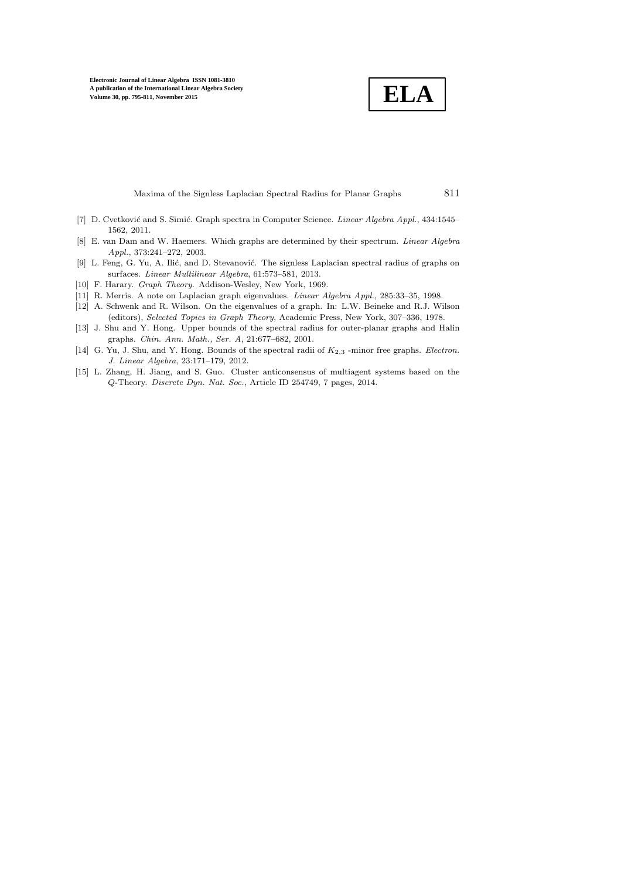[7] D. Cvetković and S. Simić. Graph spectra in Computer Science. *Linear Algebra Appl.*, 434:1545–1562, 2011.

[8] E. van Dam and W. Haemers. Which graphs are determined by their spectrum. *Linear Algebra Appl.*, 373:241–272, 2003.

[9] L. Feng, G. Yu, A. Ilić, and D. Stevanović. The signless Laplacian spectral radius of graphs on surfaces. *Linear Multilinear Algebra*, 61:573–581, 2013.

[10] F. Harary. *Graph Theory*. Addison-Wesley, New York, 1969.

[11] R. Merris. A note on Laplacian graph eigenvalues. *Linear Algebra Appl.*, 285:33–35, 1998.

[12] A. Schwenk and R. Wilson. On the eigenvalues of a graph. In: L.W. Beineke and R.J. Wilson (editors), *Selected Topics in Graph Theory*, Academic Press, New York, 307–336, 1978.

[13] J. Shu and Y. Hong. Upper bounds of the spectral radius for outer-planar graphs and Halin graphs. *Chin. Ann. Math., Ser. A*, 21:677–682, 2001.

[14] G. Yu, J. Shu, and Y. Hong. Bounds of the spectral radii of $K_{2,3}$ -minor free graphs. *Electron. J. Linear Algebra*, 23:171–179, 2012.

[15] L. Zhang, H. Jiang, and S. Guo. Cluster anticonsensus of multiagent systems based on the $Q$-Theory. *Discrete Dyn. Nat. Soc.*, Article ID 254749, 7 pages, 2014.